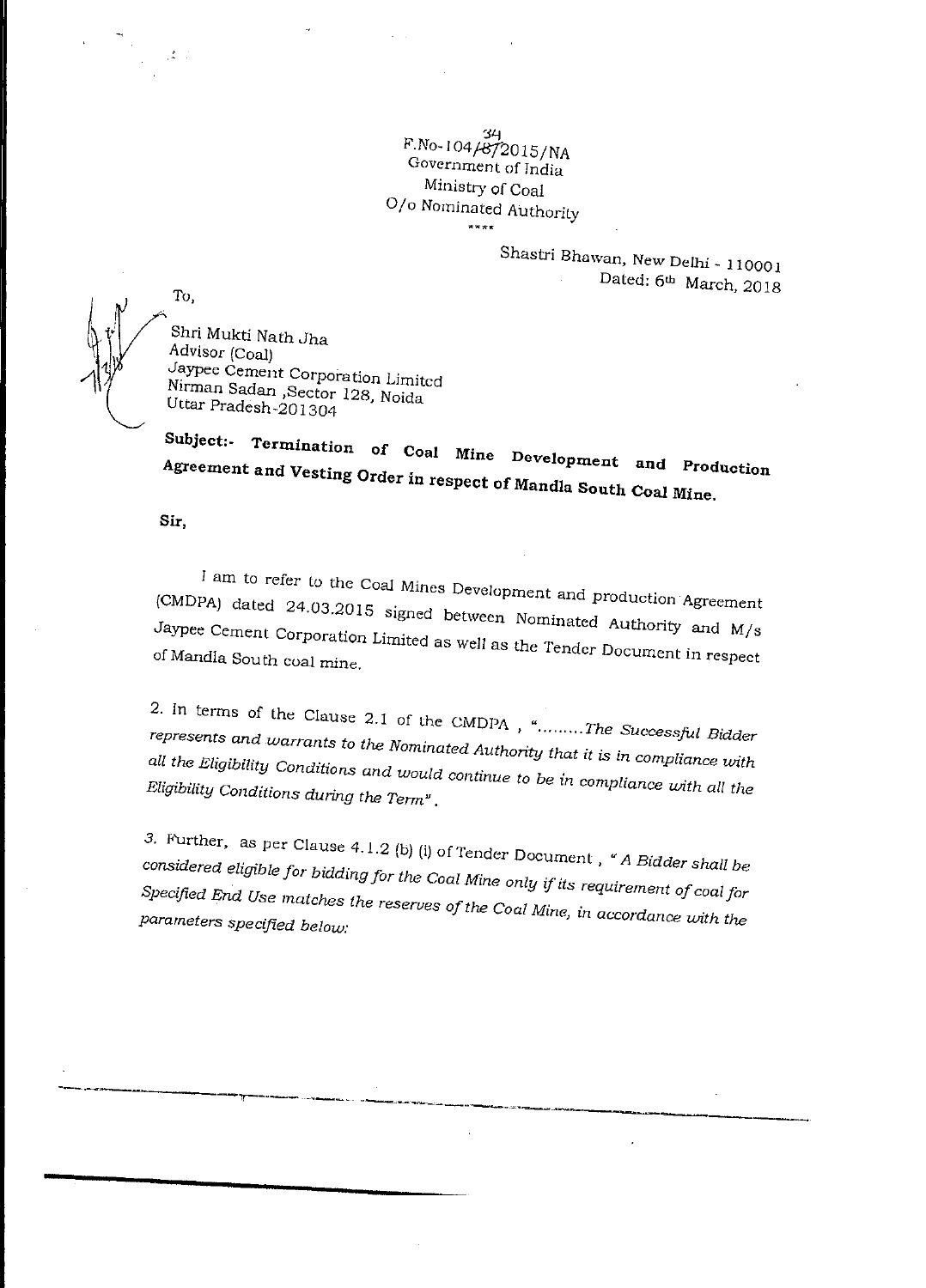34
F.No-104/87/2015/NA
Government of India
Ministry of Coal
O/o Nominated Authority
\*\*\*\*

Shastri Bhawan, New Delhi - 110001
Dated: 6th March, 2018

To,

Shri Mukti Nath Jha
Advisor (Coal)
Jaypee Cement Corporation Limited
Nirman Sadan ,Sector 128, Noida
Uttar Pradesh-201304

**Subject:- Termination of Coal Mine Development and Production Agreement and Vesting Order in respect of Mandla South Coal Mine.**

**Sir,**

I am to refer to the Coal Mines Development and production Agreement (CMDPA) dated 24.03.2015 signed between Nominated Authority and M/s Jaypee Cement Corporation Limited as well as the Tender Document in respect of Mandla South coal mine.

2. In terms of the Clause 2.1 of the CMDPA , "*.........The Successful Bidder represents and warrants to the Nominated Authority that it is in compliance with all the Eligibility Conditions and would continue to be in compliance with all the Eligibility Conditions during the Term*".

3. Further, as per Clause 4.1.2 (b) (i) of Tender Document , "*A Bidder shall be considered eligible for bidding for the Coal Mine only if its requirement of coal for Specified End Use matches the reserves of the Coal Mine, in accordance with the parameters specified below:*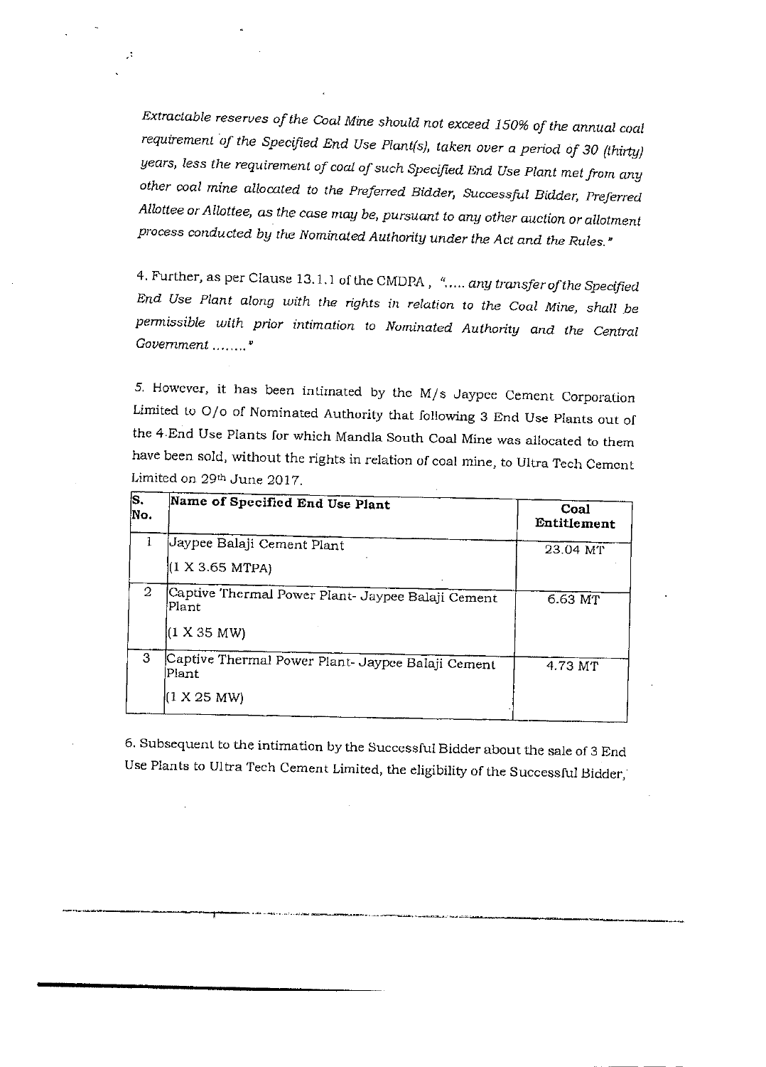*Extractable reserves of the Coal Mine should not exceed 150% of the annual coal requirement of the Specified End Use Plant(s), taken over a period of 30 (thirty) years, less the requirement of coal of such Specified End Use Plant met from any other coal mine allocated to the Preferred Bidder, Successful Bidder, Preferred Allottee or Allottee, as the case may be, pursuant to any other auction or allotment process conducted by the Nominated Authority under the Act and the Rules."*

4. Further, as per Clause 13.1.1 of the CMDPA , *"..... any transfer of the Specified End Use Plant along with the rights in relation to the Coal Mine, shall be permissible with prior intimation to Nominated Authority and the Central Government ........"*

5. However, it has been intimated by the M/s Jaypee Cement Corporation Limited to O/o of Nominated Authority that following 3 End Use Plants out of the 4 End Use Plants for which Mandla South Coal Mine was allocated to them have been sold, without the rights in relation of coal mine, to Ultra Tech Cement Limited on 29th June 2017.

| S. No. | Name of Specified End Use Plant | Coal Entitlement |
|---|---|---|
| 1 | Jaypee Balaji Cement Plant (1 X 3.65 MTPA) | 23.04 MT |
| 2 | Captive Thermal Power Plant- Jaypee Balaji Cement Plant (1 X 35 MW) | 6.63 MT |
| 3 | Captive Thermal Power Plant- Jaypee Balaji Cement Plant (1 X 25 MW) | 4.73 MT |

6. Subsequent to the intimation by the Successful Bidder about the sale of 3 End Use Plants to Ultra Tech Cement Limited, the eligibility of the Successful Bidder,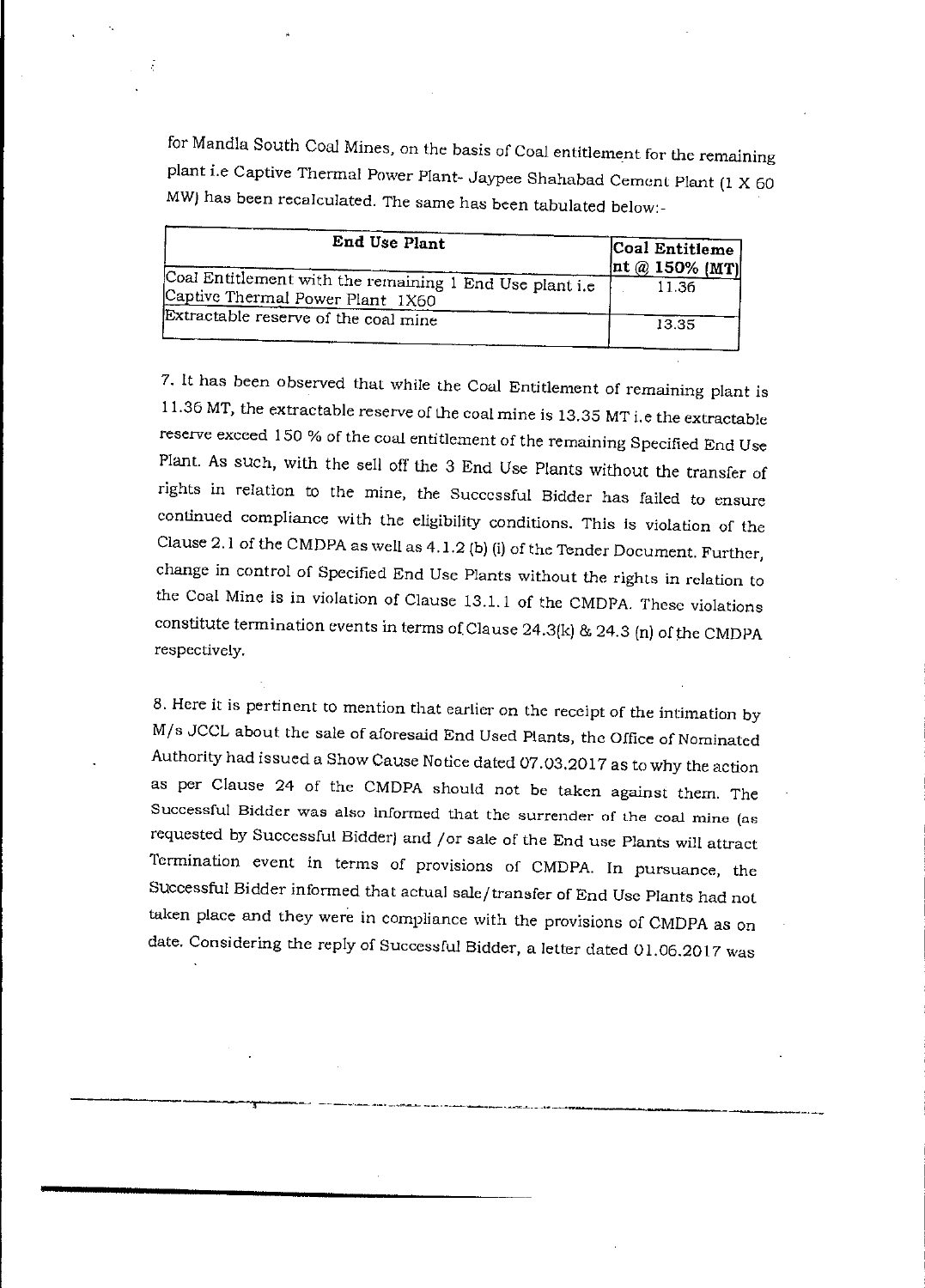for Mandla South Coal Mines, on the basis of Coal entitlement for the remaining plant i.e Captive Thermal Power Plant- Jaypee Shahabad Cement Plant (1 X 60 MW) has been recalculated. The same has been tabulated below:-

| End Use Plant | Coal Entitlement @ 150% (MT) |
|---|---|
| Coal Entitlement with the remaining 1 End Use plant i.e Captive Thermal Power Plant 1X60 | 11.36 |
| Extractable reserve of the coal mine | 13.35 |

7. It has been observed that while the Coal Entitlement of remaining plant is 11.36 MT, the extractable reserve of the coal mine is 13.35 MT i.e the extractable reserve exceed 150 % of the coal entitlement of the remaining Specified End Use Plant. As such, with the sell off the 3 End Use Plants without the transfer of rights in relation to the mine, the Successful Bidder has failed to ensure continued compliance with the eligibility conditions. This is violation of the Clause 2.1 of the CMDPA as well as 4.1.2 (b) (i) of the Tender Document. Further, change in control of Specified End Use Plants without the rights in relation to the Coal Mine is in violation of Clause 13.1.1 of the CMDPA. These violations constitute termination events in terms of Clause 24.3(k) & 24.3 (n) of the CMDPA respectively.

8. Here it is pertinent to mention that earlier on the receipt of the intimation by M/s JCCL about the sale of aforesaid End Used Plants, the Office of Nominated Authority had issued a Show Cause Notice dated 07.03.2017 as to why the action as per Clause 24 of the CMDPA should not be taken against them. The Successful Bidder was also informed that the surrender of the coal mine (as requested by Successful Bidder) and /or sale of the End use Plants will attract Termination event in terms of provisions of CMDPA. In pursuance, the Successful Bidder informed that actual sale/transfer of End Use Plants had not taken place and they were in compliance with the provisions of CMDPA as on date. Considering the reply of Successful Bidder, a letter dated 01.06.2017 was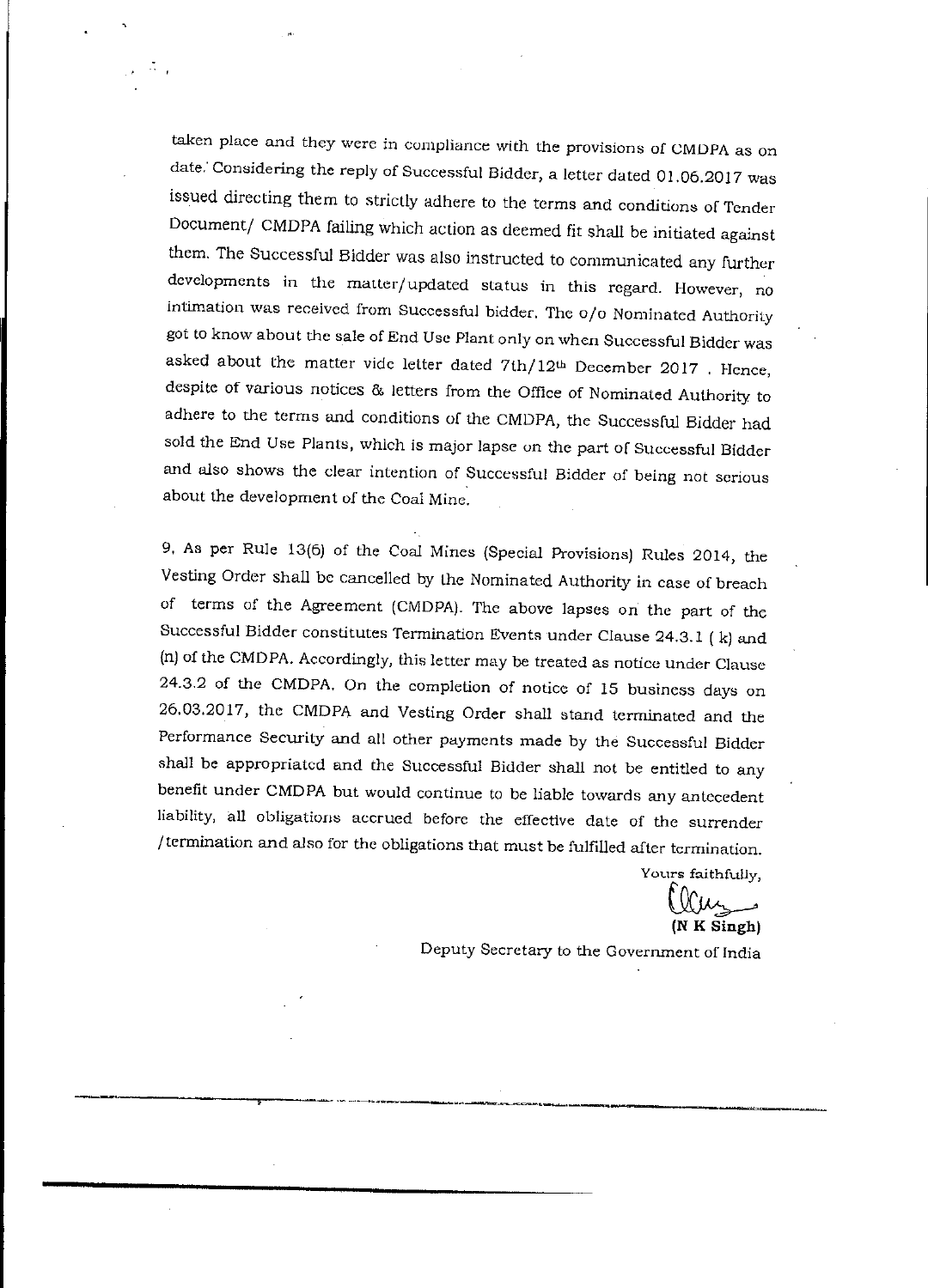taken place and they were in compliance with the provisions of CMDPA as on date. Considering the reply of Successful Bidder, a letter dated 01.06.2017 was issued directing them to strictly adhere to the terms and conditions of Tender Document/ CMDPA failing which action as deemed fit shall be initiated against them. The Successful Bidder was also instructed to communicated any further developments in the matter/updated status in this regard. However, no intimation was received from Successful bidder. The o/o Nominated Authority got to know about the sale of End Use Plant only on when Successful Bidder was asked about the matter vide letter dated 7th/12th December 2017 . Hence, despite of various notices & letters from the Office of Nominated Authority to adhere to the terms and conditions of the CMDPA, the Successful Bidder had sold the End Use Plants, which is major lapse on the part of Successful Bidder and also shows the clear intention of Successful Bidder of being not serious about the development of the Coal Mine.

9. As per Rule 13(6) of the Coal Mines (Special Provisions) Rules 2014, the Vesting Order shall be cancelled by the Nominated Authority in case of breach of terms of the Agreement (CMDPA). The above lapses on the part of the Successful Bidder constitutes Termination Events under Clause 24.3.1 ( k) and (n) of the CMDPA. Accordingly, this letter may be treated as notice under Clause 24.3.2 of the CMDPA. On the completion of notice of 15 business days on 26.03.2017, the CMDPA and Vesting Order shall stand terminated and the Performance Security and all other payments made by the Successful Bidder shall be appropriated and the Successful Bidder shall not be entitled to any benefit under CMDPA but would continue to be liable towards any antecedent liability, all obligations accrued before the effective date of the surrender /termination and also for the obligations that must be fulfilled after termination.

Yours faithfully,

**(N K Singh)**

Deputy Secretary to the Government of India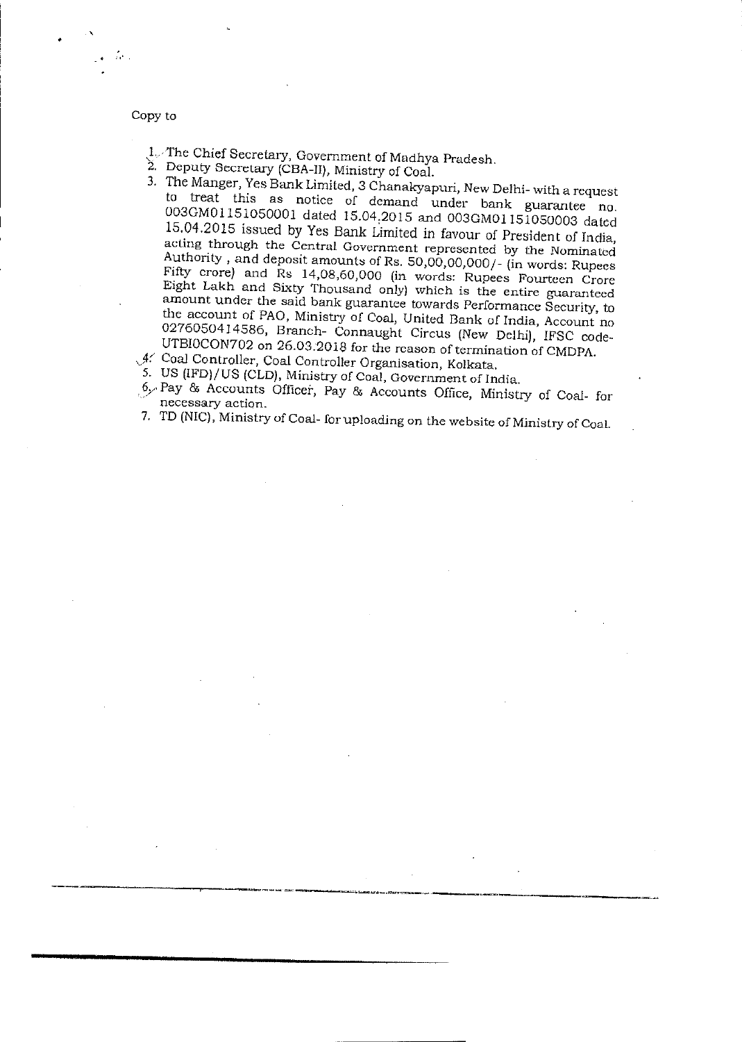Copy to

1. The Chief Secretary, Government of Madhya Pradesh.
2. Deputy Secretary (CBA-II), Ministry of Coal.
3. The Manger, Yes Bank Limited, 3 Chanakyapuri, New Delhi- with a request to treat this as notice of demand under bank guarantee no. 003GM01151050001 dated 15.04.2015 and 003GM01151050003 dated 15.04.2015 issued by Yes Bank Limited in favour of President of India, acting through the Central Government represented by the Nominated Authority , and deposit amounts of Rs. 50,00,00,000/- (in words: Rupees Fifty crore) and Rs 14,08,60,000 (in words: Rupees Fourteen Crore Eight Lakh and Sixty Thousand only) which is the entire guaranteed amount under the said bank guarantee towards Performance Security, to the account of PAO, Ministry of Coal, United Bank of India, Account no 0276050414586, Branch- Connaught Circus (New Delhi), IFSC code- UTBIOCON702 on 26.03.2018 for the reason of termination of CMDPA.
4. Coal Controller, Coal Controller Organisation, Kolkata.
5. US (IFD)/US (CLD), Ministry of Coal, Government of India.
6. Pay & Accounts Officer, Pay & Accounts Office, Ministry of Coal- for necessary action.
7. TD (NIC), Ministry of Coal- for uploading on the website of Ministry of Coal.